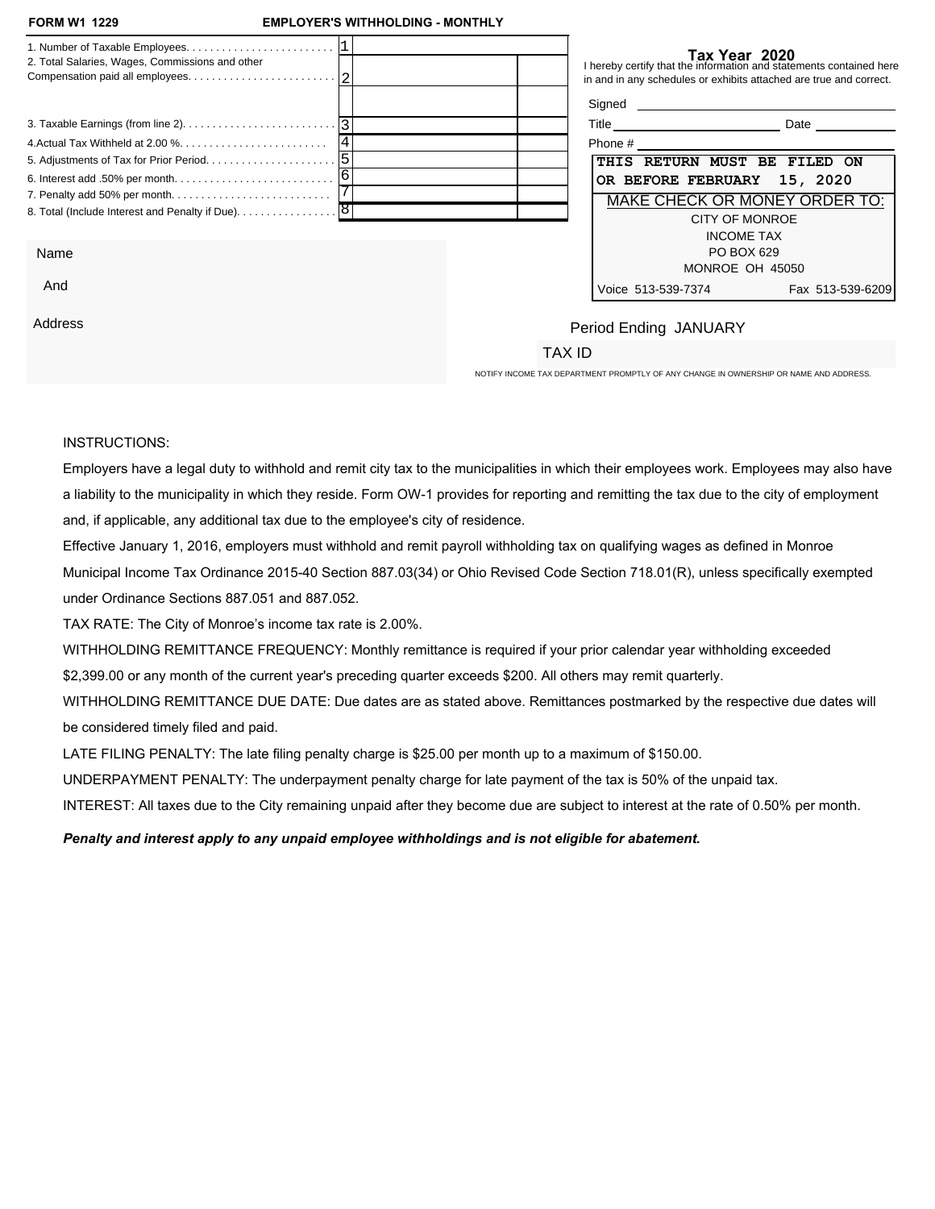**FORM W1 1229** **EMPLOYER'S WITHHOLDING - MONTHLY**

| Line | | | |
|---|---|---|---|
| 1. Number of Taxable Employees | 1 | | |
| 2. Total Salaries, Wages, Commissions and other Compensation paid all employees | 2 | | |
| | | | |
| 3. Taxable Earnings (from line 2) | 3 | | |
| 4. Actual Tax Withheld at 2.00 % | 4 | | |
| 5. Adjustments of Tax for Prior Period | 5 | | |
| 6. Interest add .50% per month | 6 | | |
| 7. Penalty add 50% per month | 7 | | |
| 8. Total (Include Interest and Penalty if Due) | 8 | | |

**Tax Year 2020**

I hereby certify that the information and statements contained here in and in any schedules or exhibits attached are true and correct.

Signed ____________________

Title ____________________ Date ____________

Phone # ____________________

**THIS RETURN MUST BE FILED ON OR BEFORE FEBRUARY 15, 2020**

MAKE CHECK OR MONEY ORDER TO:

CITY OF MONROE
INCOME TAX
PO BOX 629
MONROE OH 45050

Voice 513-539-7374 Fax 513-539-6209

Name

And

Address

Period Ending JANUARY

TAX ID

NOTIFY INCOME TAX DEPARTMENT PROMPTLY OF ANY CHANGE IN OWNERSHIP OR NAME AND ADDRESS.

INSTRUCTIONS:

Employers have a legal duty to withhold and remit city tax to the municipalities in which their employees work. Employees may also have a liability to the municipality in which they reside. Form OW-1 provides for reporting and remitting the tax due to the city of employment and, if applicable, any additional tax due to the employee's city of residence.

Effective January 1, 2016, employers must withhold and remit payroll withholding tax on qualifying wages as defined in Monroe Municipal Income Tax Ordinance 2015-40 Section 887.03(34) or Ohio Revised Code Section 718.01(R), unless specifically exempted under Ordinance Sections 887.051 and 887.052.

TAX RATE: The City of Monroe's income tax rate is 2.00%.

WITHHOLDING REMITTANCE FREQUENCY: Monthly remittance is required if your prior calendar year withholding exceeded $2,399.00 or any month of the current year's preceding quarter exceeds $200. All others may remit quarterly.

WITHHOLDING REMITTANCE DUE DATE: Due dates are as stated above. Remittances postmarked by the respective due dates will be considered timely filed and paid.

LATE FILING PENALTY: The late filing penalty charge is $25.00 per month up to a maximum of $150.00.

UNDERPAYMENT PENALTY: The underpayment penalty charge for late payment of the tax is 50% of the unpaid tax.

INTEREST: All taxes due to the City remaining unpaid after they become due are subject to interest at the rate of 0.50% per month.

***Penalty and interest apply to any unpaid employee withholdings and is not eligible for abatement.***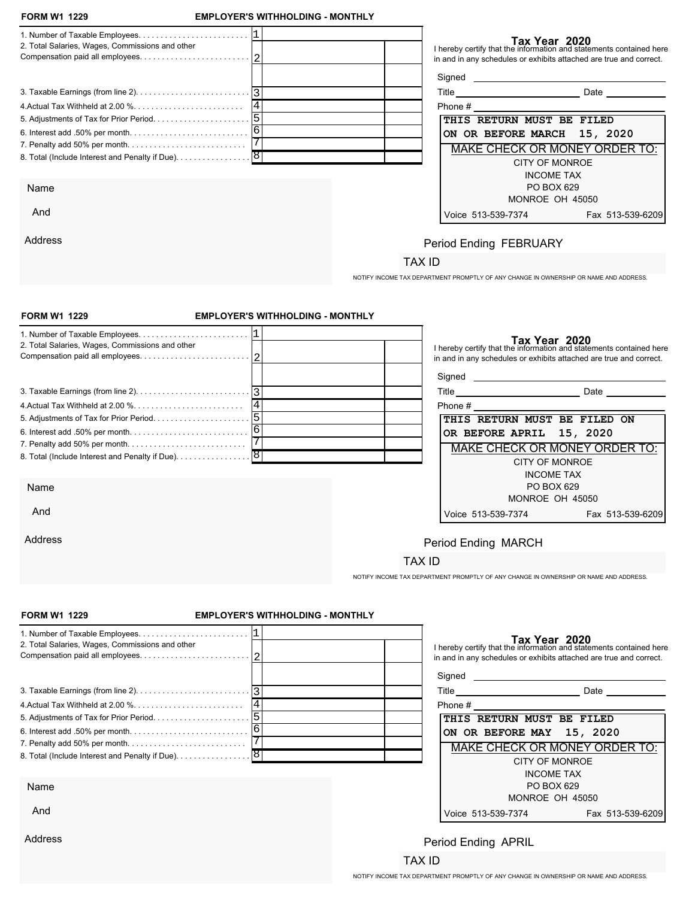**FORM W1 1229** **EMPLOYER'S WITHHOLDING - MONTHLY**

| | | | |
|---|---|---|---|
| 1. Number of Taxable Employees. . . . . . . . . . . . . . . . . . . . . . . . | 1 | | |
| 2. Total Salaries, Wages, Commissions and other Compensation paid all employees. . . . . . . . . . . . . . . . . . . . . . . . | 2 | | |
| | | | |
| 3. Taxable Earnings (from line 2). . . . . . . . . . . . . . . . . . . . . . . . | 3 | | |
| 4.Actual Tax Withheld at 2.00 %. . . . . . . . . . . . . . . . . . . . . . . . | 4 | | |
| 5. Adjustments of Tax for Prior Period. . . . . . . . . . . . . . . . . . . . . . | 5 | | |
| 6. Interest add .50% per month. . . . . . . . . . . . . . . . . . . . . . . . | 6 | | |
| 7. Penalty add 50% per month. . . . . . . . . . . . . . . . . . . . . . . . | 7 | | |
| 8. Total (Include Interest and Penalty if Due). . . . . . . . . . . . . . . . | 8 | | |

**Tax Year 2020**

I hereby certify that the information and statements contained here in and in any schedules or exhibits attached are true and correct.

Signed ______________________

Title ______________________ Date __________

Phone # ______________________

**THIS RETURN MUST BE FILED ON OR BEFORE MARCH 15, 2020**

MAKE CHECK OR MONEY ORDER TO:

CITY OF MONROE
INCOME TAX
PO BOX 629
MONROE OH 45050

Voice 513-539-7374 Fax 513-539-6209

Name

And

Address

Period Ending FEBRUARY

TAX ID

NOTIFY INCOME TAX DEPARTMENT PROMPTLY OF ANY CHANGE IN OWNERSHIP OR NAME AND ADDRESS.

---

**FORM W1 1229** **EMPLOYER'S WITHHOLDING - MONTHLY**

| | | | |
|---|---|---|---|
| 1. Number of Taxable Employees. . . . . . . . . . . . . . . . . . . . . . . . | 1 | | |
| 2. Total Salaries, Wages, Commissions and other Compensation paid all employees. . . . . . . . . . . . . . . . . . . . . . . . | 2 | | |
| | | | |
| 3. Taxable Earnings (from line 2). . . . . . . . . . . . . . . . . . . . . . . . | 3 | | |
| 4.Actual Tax Withheld at 2.00 %. . . . . . . . . . . . . . . . . . . . . . . . | 4 | | |
| 5. Adjustments of Tax for Prior Period. . . . . . . . . . . . . . . . . . . . . . | 5 | | |
| 6. Interest add .50% per month. . . . . . . . . . . . . . . . . . . . . . . . | 6 | | |
| 7. Penalty add 50% per month. . . . . . . . . . . . . . . . . . . . . . . . | 7 | | |
| 8. Total (Include Interest and Penalty if Due). . . . . . . . . . . . . . . . | 8 | | |

**Tax Year 2020**

I hereby certify that the information and statements contained here in and in any schedules or exhibits attached are true and correct.

Signed ______________________

Title ______________________ Date __________

Phone # ______________________

**THIS RETURN MUST BE FILED ON OR BEFORE APRIL 15, 2020**

MAKE CHECK OR MONEY ORDER TO:

CITY OF MONROE
INCOME TAX
PO BOX 629
MONROE OH 45050

Voice 513-539-7374 Fax 513-539-6209

Name

And

Address

Period Ending MARCH

TAX ID

NOTIFY INCOME TAX DEPARTMENT PROMPTLY OF ANY CHANGE IN OWNERSHIP OR NAME AND ADDRESS.

---

**FORM W1 1229** **EMPLOYER'S WITHHOLDING - MONTHLY**

| | | | |
|---|---|---|---|
| 1. Number of Taxable Employees. . . . . . . . . . . . . . . . . . . . . . . . | 1 | | |
| 2. Total Salaries, Wages, Commissions and other Compensation paid all employees. . . . . . . . . . . . . . . . . . . . . . . . | 2 | | |
| | | | |
| 3. Taxable Earnings (from line 2). . . . . . . . . . . . . . . . . . . . . . . . | 3 | | |
| 4.Actual Tax Withheld at 2.00 %. . . . . . . . . . . . . . . . . . . . . . . . | 4 | | |
| 5. Adjustments of Tax for Prior Period. . . . . . . . . . . . . . . . . . . . . . | 5 | | |
| 6. Interest add .50% per month. . . . . . . . . . . . . . . . . . . . . . . . | 6 | | |
| 7. Penalty add 50% per month. . . . . . . . . . . . . . . . . . . . . . . . | 7 | | |
| 8. Total (Include Interest and Penalty if Due). . . . . . . . . . . . . . . . | 8 | | |

**Tax Year 2020**

I hereby certify that the information and statements contained here in and in any schedules or exhibits attached are true and correct.

Signed ______________________

Title ______________________ Date __________

Phone # ______________________

**THIS RETURN MUST BE FILED ON OR BEFORE MAY 15, 2020**

MAKE CHECK OR MONEY ORDER TO:

CITY OF MONROE
INCOME TAX
PO BOX 629
MONROE OH 45050

Voice 513-539-7374 Fax 513-539-6209

Name

And

Address

Period Ending APRIL

TAX ID

NOTIFY INCOME TAX DEPARTMENT PROMPTLY OF ANY CHANGE IN OWNERSHIP OR NAME AND ADDRESS.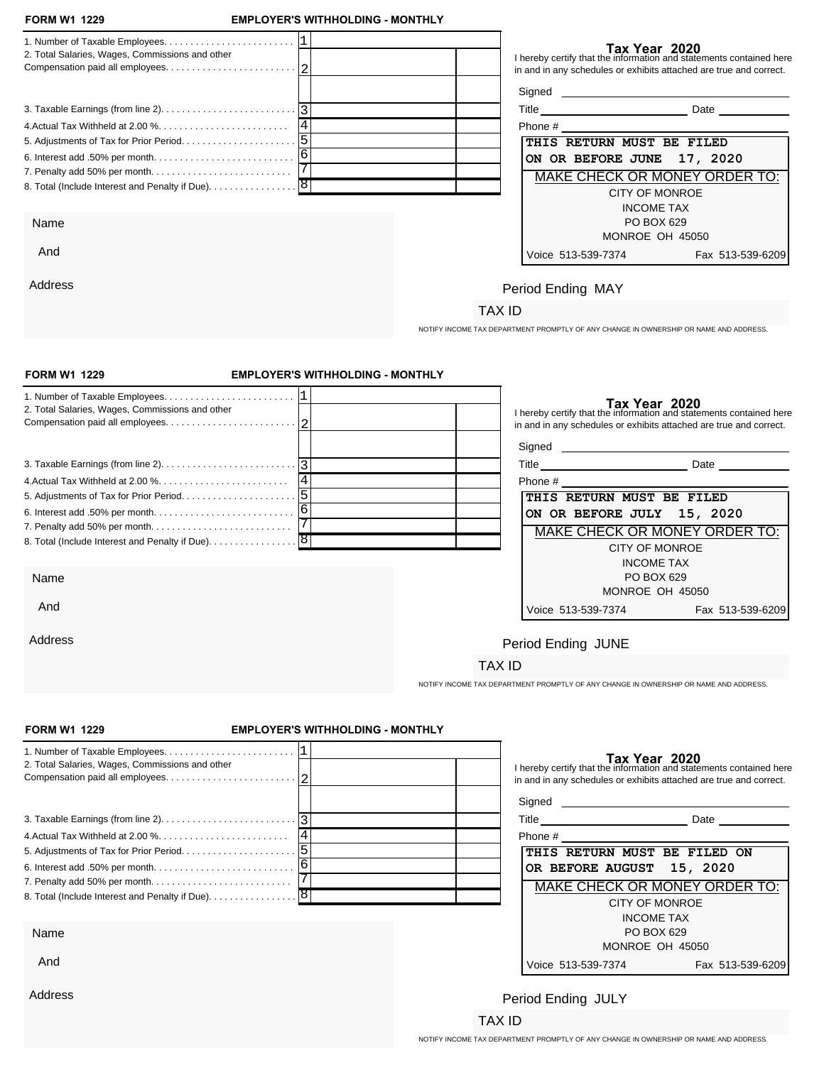**FORM W1 1229** **EMPLOYER'S WITHHOLDING - MONTHLY**

| | | | |
|---|---|---|---|
| 1. Number of Taxable Employees. | 1 | | |
| 2. Total Salaries, Wages, Commissions and other Compensation paid all employees. | 2 | | |
| | | | |
| 3. Taxable Earnings (from line 2). | 3 | | |
| 4.Actual Tax Withheld at 2.00 %. | 4 | | |
| 5. Adjustments of Tax for Prior Period. | 5 | | |
| 6. Interest add .50% per month. | 6 | | |
| 7. Penalty add 50% per month. | 7 | | |
| 8. Total (Include Interest and Penalty if Due). | 8 | | |

**Tax Year 2020**

I hereby certify that the information and statements contained here in and in any schedules or exhibits attached are true and correct.

Signed ____________________

Title ____________________ Date __________

Phone # ____________________

**THIS RETURN MUST BE FILED ON OR BEFORE JUNE 17, 2020**

MAKE CHECK OR MONEY ORDER TO:
CITY OF MONROE
INCOME TAX
PO BOX 629
MONROE OH 45050
Voice 513-539-7374 Fax 513-539-6209

Name

And

Address

Period Ending MAY

TAX ID

NOTIFY INCOME TAX DEPARTMENT PROMPTLY OF ANY CHANGE IN OWNERSHIP OR NAME AND ADDRESS.

---

**FORM W1 1229** **EMPLOYER'S WITHHOLDING - MONTHLY**

| | | | |
|---|---|---|---|
| 1. Number of Taxable Employees. | 1 | | |
| 2. Total Salaries, Wages, Commissions and other Compensation paid all employees. | 2 | | |
| | | | |
| 3. Taxable Earnings (from line 2). | 3 | | |
| 4.Actual Tax Withheld at 2.00 %. | 4 | | |
| 5. Adjustments of Tax for Prior Period. | 5 | | |
| 6. Interest add .50% per month. | 6 | | |
| 7. Penalty add 50% per month. | 7 | | |
| 8. Total (Include Interest and Penalty if Due). | 8 | | |

**Tax Year 2020**

I hereby certify that the information and statements contained here in and in any schedules or exhibits attached are true and correct.

Signed ____________________

Title ____________________ Date __________

Phone # ____________________

**THIS RETURN MUST BE FILED ON OR BEFORE JULY 15, 2020**

MAKE CHECK OR MONEY ORDER TO:
CITY OF MONROE
INCOME TAX
PO BOX 629
MONROE OH 45050
Voice 513-539-7374 Fax 513-539-6209

Name

And

Address

Period Ending JUNE

TAX ID

NOTIFY INCOME TAX DEPARTMENT PROMPTLY OF ANY CHANGE IN OWNERSHIP OR NAME AND ADDRESS.

---

**FORM W1 1229** **EMPLOYER'S WITHHOLDING - MONTHLY**

| | | | |
|---|---|---|---|
| 1. Number of Taxable Employees. | 1 | | |
| 2. Total Salaries, Wages, Commissions and other Compensation paid all employees. | 2 | | |
| | | | |
| 3. Taxable Earnings (from line 2). | 3 | | |
| 4.Actual Tax Withheld at 2.00 %. | 4 | | |
| 5. Adjustments of Tax for Prior Period. | 5 | | |
| 6. Interest add .50% per month. | 6 | | |
| 7. Penalty add 50% per month. | 7 | | |
| 8. Total (Include Interest and Penalty if Due). | 8 | | |

**Tax Year 2020**

I hereby certify that the information and statements contained here in and in any schedules or exhibits attached are true and correct.

Signed ____________________

Title ____________________ Date __________

Phone # ____________________

**THIS RETURN MUST BE FILED ON OR BEFORE AUGUST 15, 2020**

MAKE CHECK OR MONEY ORDER TO:
CITY OF MONROE
INCOME TAX
PO BOX 629
MONROE OH 45050
Voice 513-539-7374 Fax 513-539-6209

Name

And

Address

Period Ending JULY

TAX ID

NOTIFY INCOME TAX DEPARTMENT PROMPTLY OF ANY CHANGE IN OWNERSHIP OR NAME AND ADDRESS.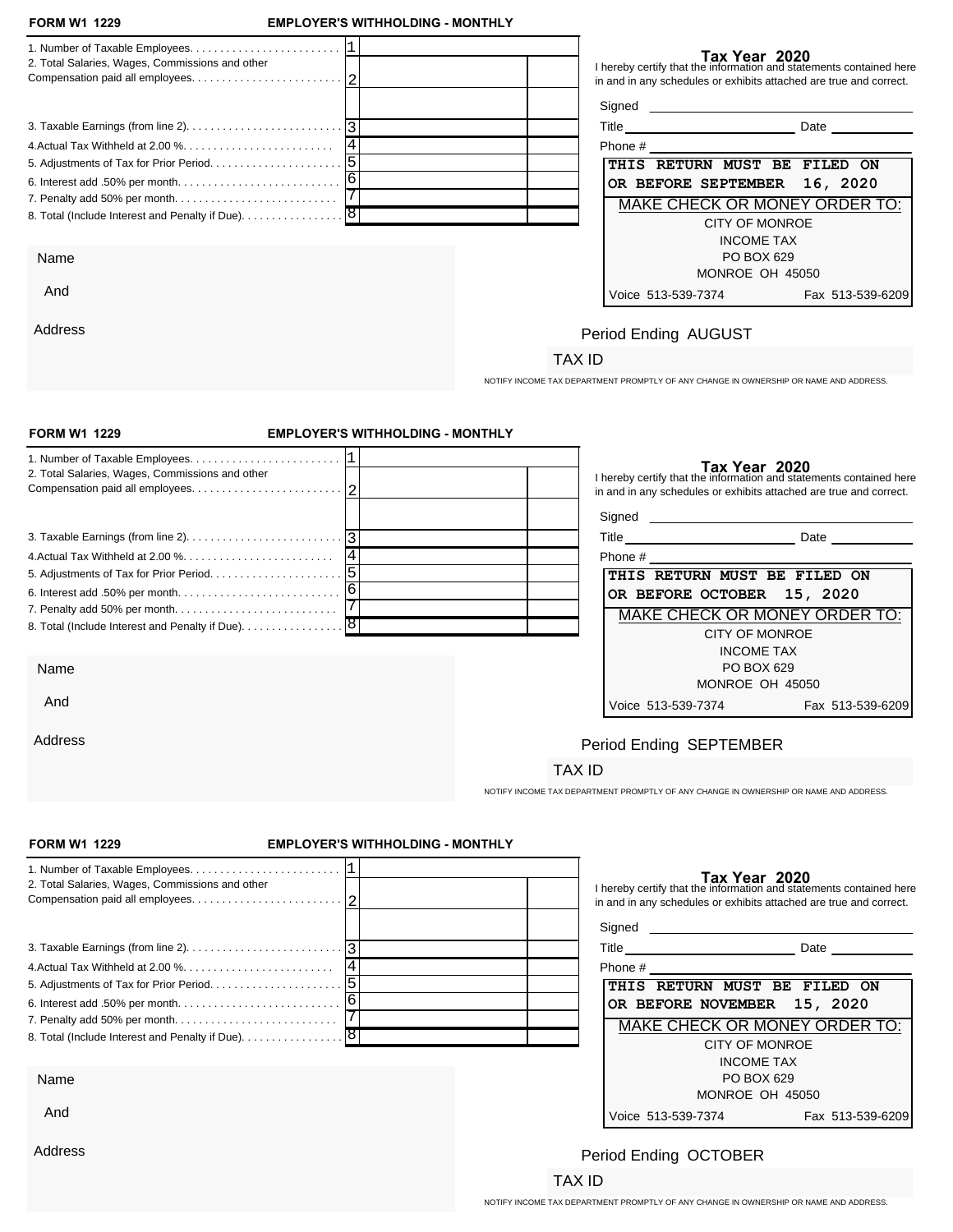**FORM W1 1229** **EMPLOYER'S WITHHOLDING - MONTHLY**

| | | | |
|---|---|---|---|
| 1. Number of Taxable Employees. | 1 | | |
| 2. Total Salaries, Wages, Commissions and other Compensation paid all employees. | 2 | | |
| | | | |
| 3. Taxable Earnings (from line 2). | 3 | | |
| 4.Actual Tax Withheld at 2.00 %. | 4 | | |
| 5. Adjustments of Tax for Prior Period. | 5 | | |
| 6. Interest add .50% per month. | 6 | | |
| 7. Penalty add 50% per month. | 7 | | |
| 8. Total (Include Interest and Penalty if Due). | 8 | | |

**Tax Year 2020**

I hereby certify that the information and statements contained here in and in any schedules or exhibits attached are true and correct.

Signed ____________________

Title ____________________ Date __________

Phone # ____________________

**THIS RETURN MUST BE FILED ON OR BEFORE SEPTEMBER 16, 2020**

MAKE CHECK OR MONEY ORDER TO:
CITY OF MONROE
INCOME TAX
PO BOX 629
MONROE OH 45050
Voice 513-539-7374 Fax 513-539-6209

Name

And

Address

Period Ending AUGUST

TAX ID

NOTIFY INCOME TAX DEPARTMENT PROMPTLY OF ANY CHANGE IN OWNERSHIP OR NAME AND ADDRESS.

---

**FORM W1 1229** **EMPLOYER'S WITHHOLDING - MONTHLY**

| | | | |
|---|---|---|---|
| 1. Number of Taxable Employees. | 1 | | |
| 2. Total Salaries, Wages, Commissions and other Compensation paid all employees. | 2 | | |
| | | | |
| 3. Taxable Earnings (from line 2). | 3 | | |
| 4.Actual Tax Withheld at 2.00 %. | 4 | | |
| 5. Adjustments of Tax for Prior Period. | 5 | | |
| 6. Interest add .50% per month. | 6 | | |
| 7. Penalty add 50% per month. | 7 | | |
| 8. Total (Include Interest and Penalty if Due). | 8 | | |

**Tax Year 2020**

I hereby certify that the information and statements contained here in and in any schedules or exhibits attached are true and correct.

Signed ____________________

Title ____________________ Date __________

Phone # ____________________

**THIS RETURN MUST BE FILED ON OR BEFORE OCTOBER 15, 2020**

MAKE CHECK OR MONEY ORDER TO:
CITY OF MONROE
INCOME TAX
PO BOX 629
MONROE OH 45050
Voice 513-539-7374 Fax 513-539-6209

Name

And

Address

Period Ending SEPTEMBER

TAX ID

NOTIFY INCOME TAX DEPARTMENT PROMPTLY OF ANY CHANGE IN OWNERSHIP OR NAME AND ADDRESS.

---

**FORM W1 1229** **EMPLOYER'S WITHHOLDING - MONTHLY**

| | | | |
|---|---|---|---|
| 1. Number of Taxable Employees. | 1 | | |
| 2. Total Salaries, Wages, Commissions and other Compensation paid all employees. | 2 | | |
| | | | |
| 3. Taxable Earnings (from line 2). | 3 | | |
| 4.Actual Tax Withheld at 2.00 %. | 4 | | |
| 5. Adjustments of Tax for Prior Period. | 5 | | |
| 6. Interest add .50% per month. | 6 | | |
| 7. Penalty add 50% per month. | 7 | | |
| 8. Total (Include Interest and Penalty if Due). | 8 | | |

**Tax Year 2020**

I hereby certify that the information and statements contained here in and in any schedules or exhibits attached are true and correct.

Signed ____________________

Title ____________________ Date __________

Phone # ____________________

**THIS RETURN MUST BE FILED ON OR BEFORE NOVEMBER 15, 2020**

MAKE CHECK OR MONEY ORDER TO:
CITY OF MONROE
INCOME TAX
PO BOX 629
MONROE OH 45050
Voice 513-539-7374 Fax 513-539-6209

Name

And

Address

Period Ending OCTOBER

TAX ID

NOTIFY INCOME TAX DEPARTMENT PROMPTLY OF ANY CHANGE IN OWNERSHIP OR NAME AND ADDRESS.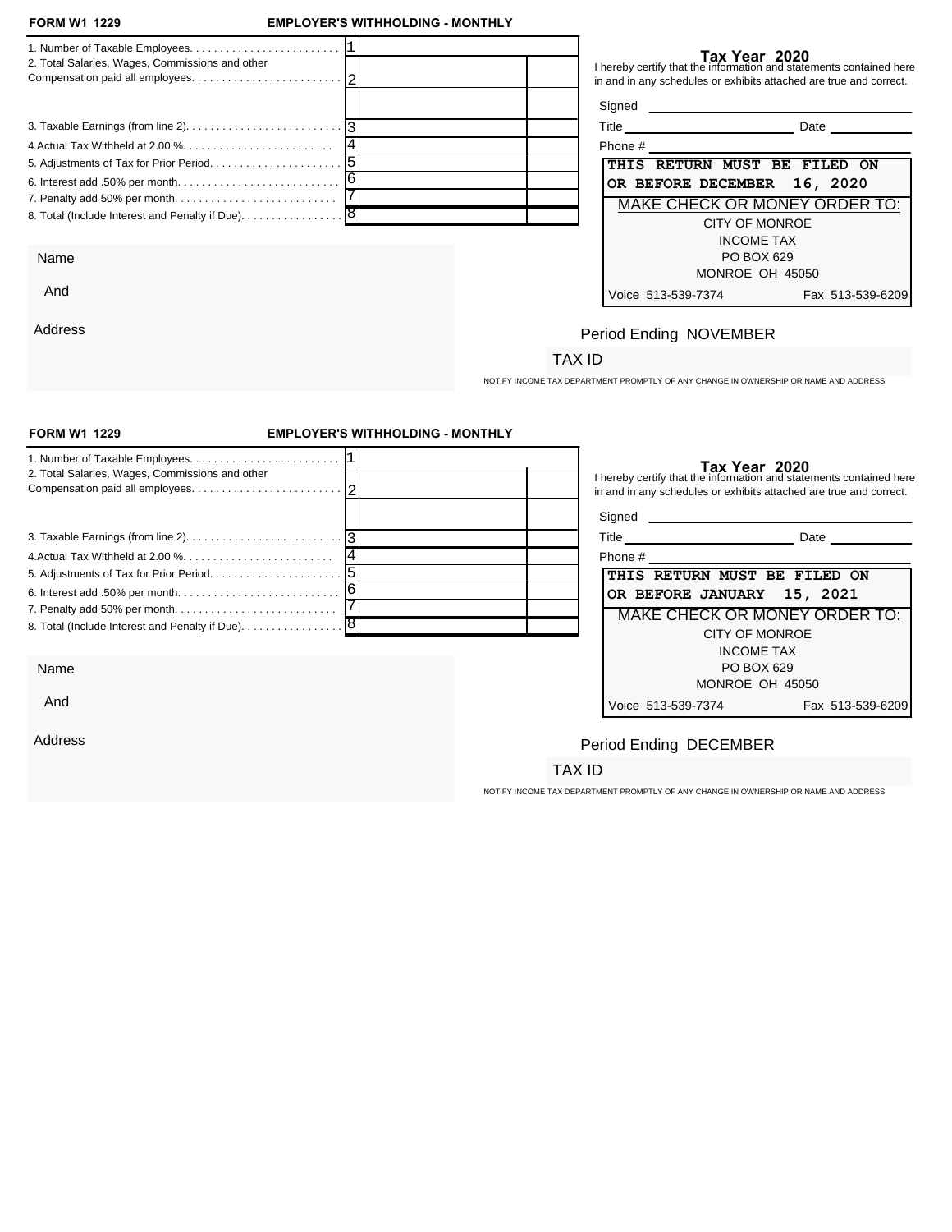**FORM W1 1229** **EMPLOYER'S WITHHOLDING - MONTHLY**

| | | | |
|---|---|---|---|
| 1. Number of Taxable Employees. | 1 | | |
| 2. Total Salaries, Wages, Commissions and other Compensation paid all employees. | 2 | | |
| | | | |
| 3. Taxable Earnings (from line 2). | 3 | | |
| 4.Actual Tax Withheld at 2.00 %. | 4 | | |
| 5. Adjustments of Tax for Prior Period. | 5 | | |
| 6. Interest add .50% per month. | 6 | | |
| 7. Penalty add 50% per month. | 7 | | |
| 8. Total (Include Interest and Penalty if Due). | 8 | | |

**Tax Year 2020**

I hereby certify that the information and statements contained here in and in any schedules or exhibits attached are true and correct.

Signed ______________________

Title ______________________ Date __________

Phone # ______________________

**THIS RETURN MUST BE FILED ON OR BEFORE DECEMBER 16, 2020**

MAKE CHECK OR MONEY ORDER TO:

CITY OF MONROE
INCOME TAX
PO BOX 629
MONROE OH 45050

Voice 513-539-7374 Fax 513-539-6209

Name

And

Address

Period Ending NOVEMBER

TAX ID

NOTIFY INCOME TAX DEPARTMENT PROMPTLY OF ANY CHANGE IN OWNERSHIP OR NAME AND ADDRESS.

---

**FORM W1 1229** **EMPLOYER'S WITHHOLDING - MONTHLY**

| | | | |
|---|---|---|---|
| 1. Number of Taxable Employees. | 1 | | |
| 2. Total Salaries, Wages, Commissions and other Compensation paid all employees. | 2 | | |
| | | | |
| 3. Taxable Earnings (from line 2). | 3 | | |
| 4.Actual Tax Withheld at 2.00 %. | 4 | | |
| 5. Adjustments of Tax for Prior Period. | 5 | | |
| 6. Interest add .50% per month. | 6 | | |
| 7. Penalty add 50% per month. | 7 | | |
| 8. Total (Include Interest and Penalty if Due). | 8 | | |

**Tax Year 2020**

I hereby certify that the information and statements contained here in and in any schedules or exhibits attached are true and correct.

Signed ______________________

Title ______________________ Date __________

Phone # ______________________

**THIS RETURN MUST BE FILED ON OR BEFORE JANUARY 15, 2021**

MAKE CHECK OR MONEY ORDER TO:

CITY OF MONROE
INCOME TAX
PO BOX 629
MONROE OH 45050

Voice 513-539-7374 Fax 513-539-6209

Name

And

Address

Period Ending DECEMBER

TAX ID

NOTIFY INCOME TAX DEPARTMENT PROMPTLY OF ANY CHANGE IN OWNERSHIP OR NAME AND ADDRESS.